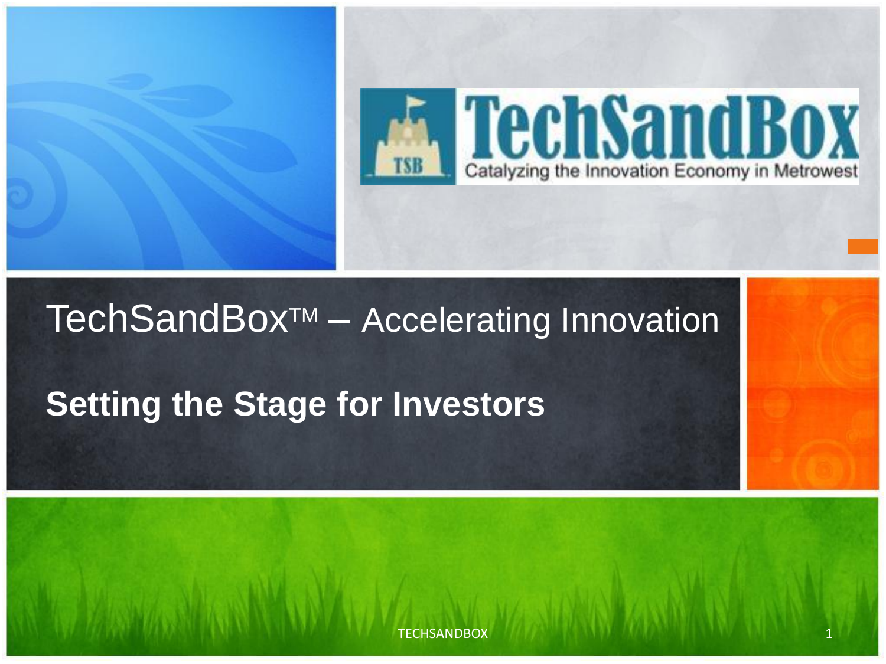# TechSandBox™ – Accelerating Innovation

## Setting the Stage for Investors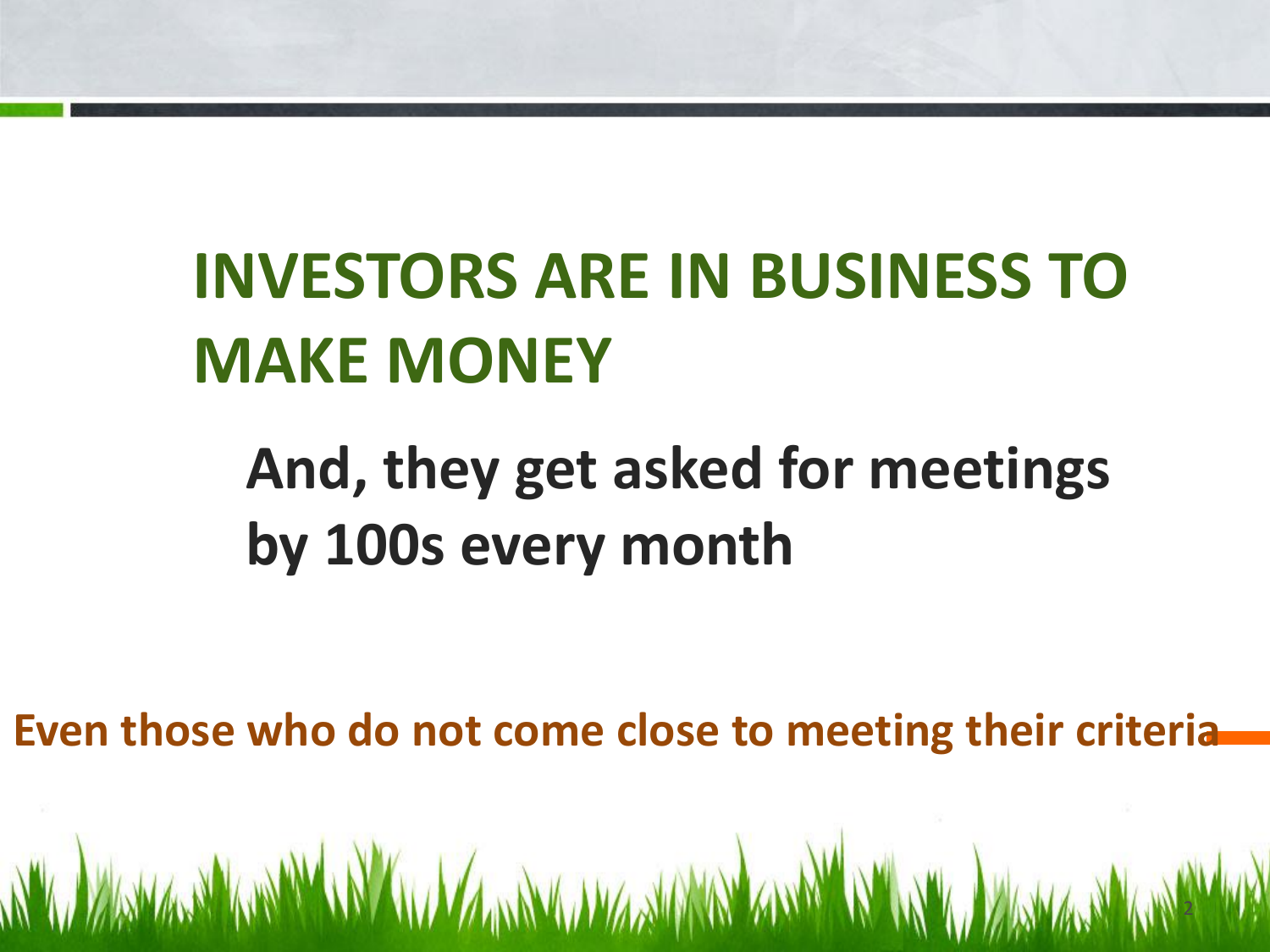# INVESTORS ARE IN BUSINESS TO MAKE MONEY

## And, they get asked for meetings by 100s every month

**Even those who do not come close to meeting their criteria**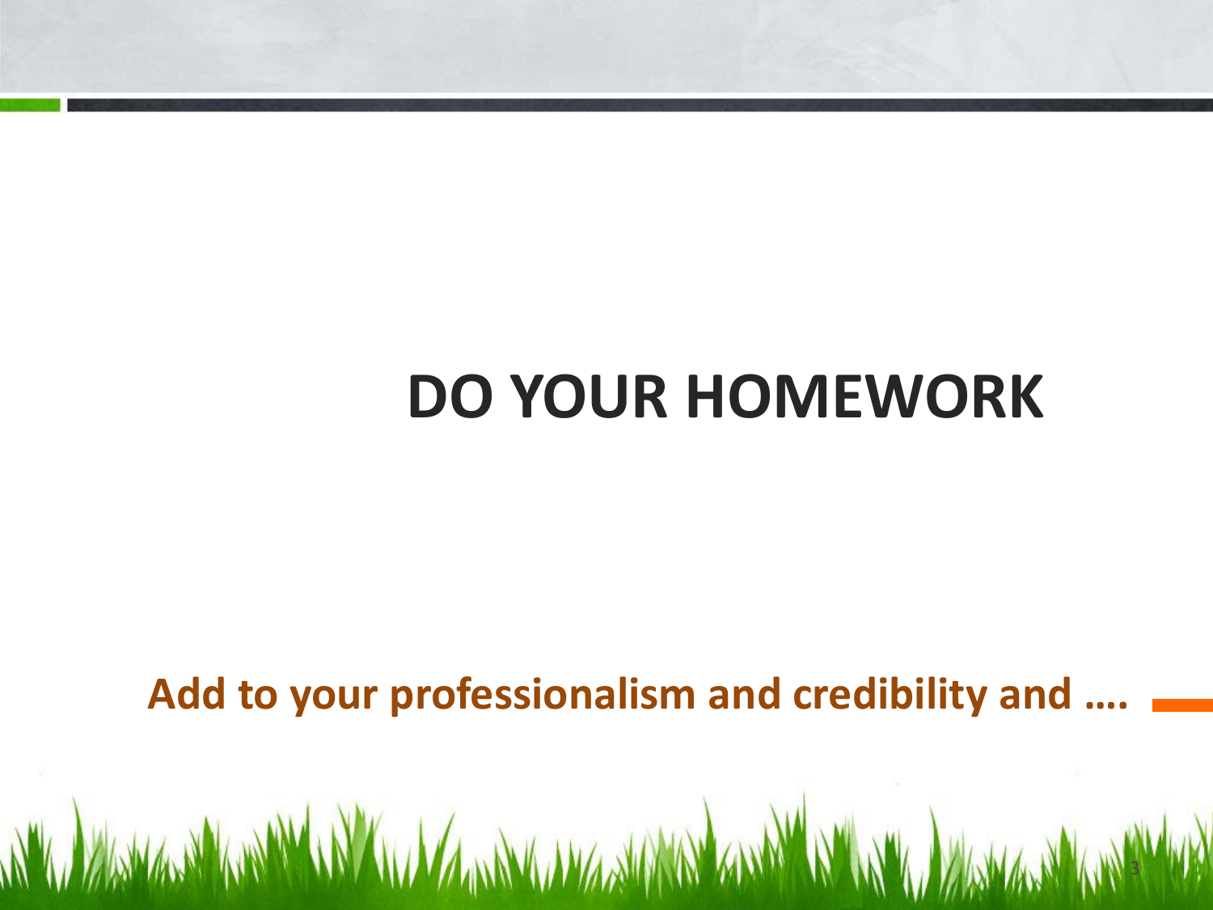# DO YOUR HOMEWORK

**Add to your professionalism and credibility and ….**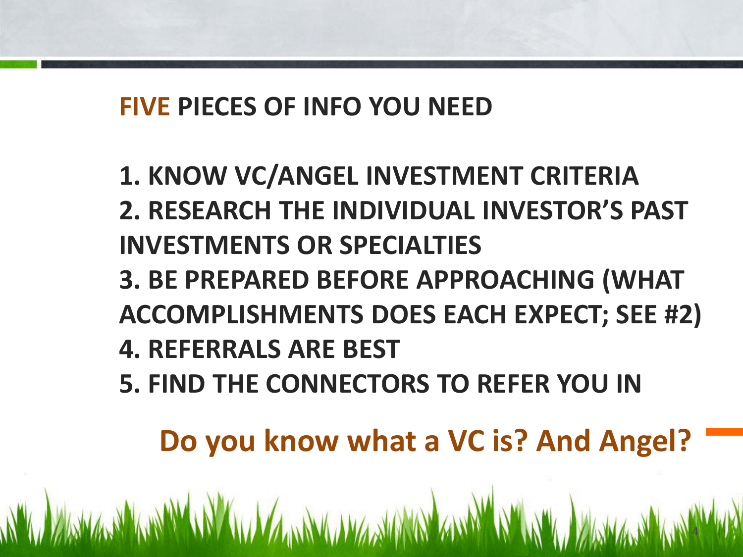## FIVE PIECES OF INFO YOU NEED

1. KNOW VC/ANGEL INVESTMENT CRITERIA
2. RESEARCH THE INDIVIDUAL INVESTOR'S PAST INVESTMENTS OR SPECIALTIES
3. BE PREPARED BEFORE APPROACHING (WHAT ACCOMPLISHMENTS DOES EACH EXPECT; SEE #2)
4. REFERRALS ARE BEST
5. FIND THE CONNECTORS TO REFER YOU IN

**Do you know what a VC is? And Angel?**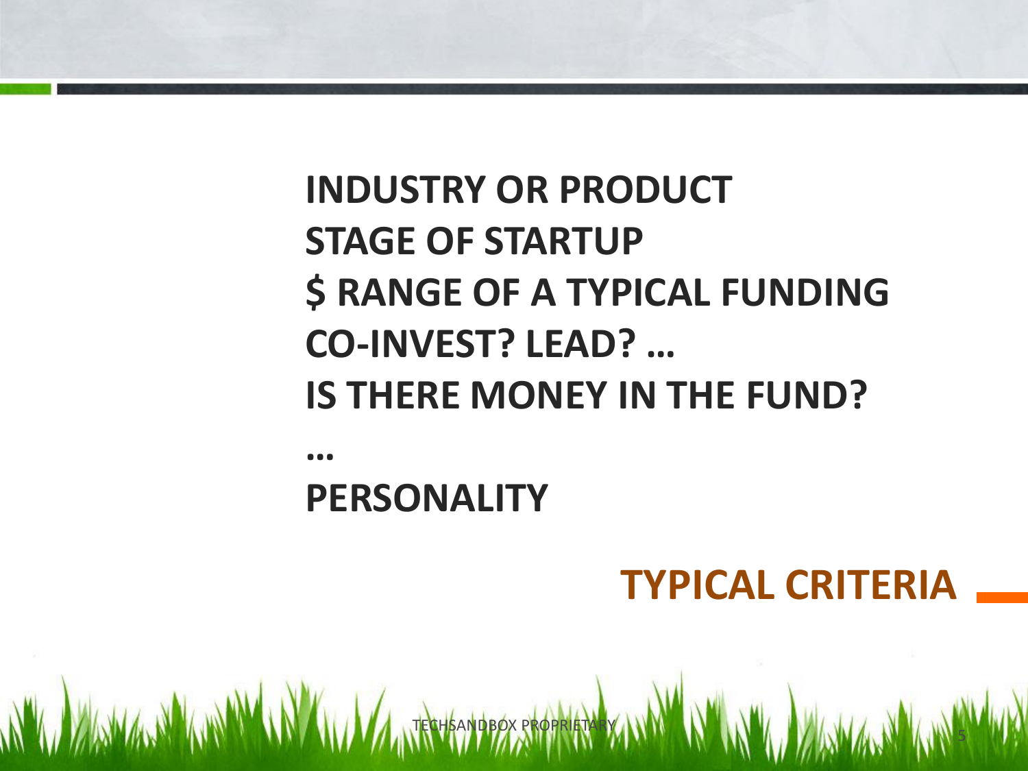## TYPICAL CRITERIA

**INDUSTRY OR PRODUCT**
**STAGE OF STARTUP**
**$ RANGE OF A TYPICAL FUNDING**
**CO-INVEST? LEAD? …**
**IS THERE MONEY IN THE FUND?**
**…**
**PERSONALITY**

TECHSANDBOX PROPRIETARY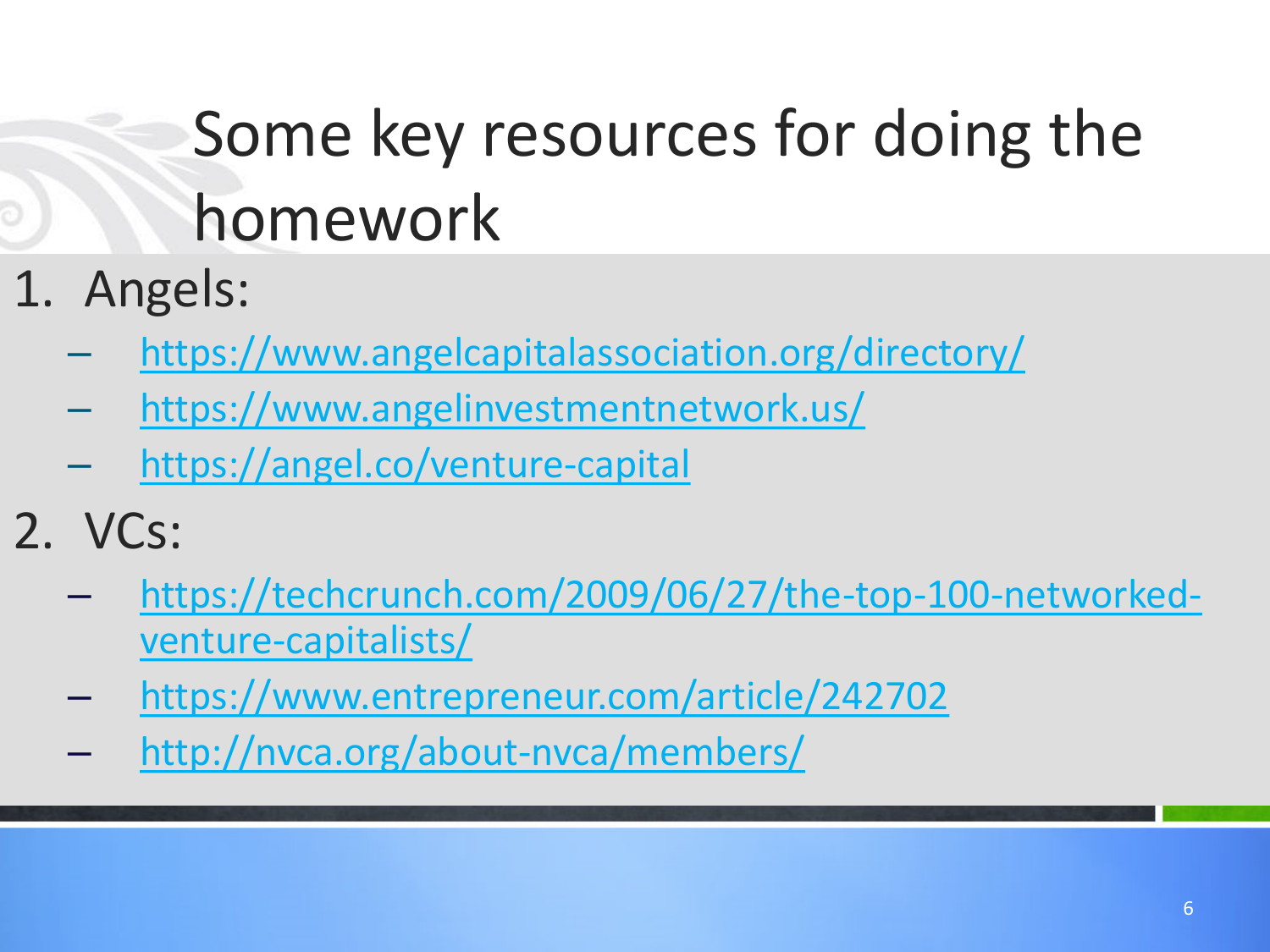# Some key resources for doing the homework

1. Angels:
   - https://www.angelcapitalassociation.org/directory/
   - https://www.angelinvestmentnetwork.us/
   - https://angel.co/venture-capital
2. VCs:
   - https://techcrunch.com/2009/06/27/the-top-100-networked-venture-capitalists/
   - https://www.entrepreneur.com/article/242702
   - http://nvca.org/about-nvca/members/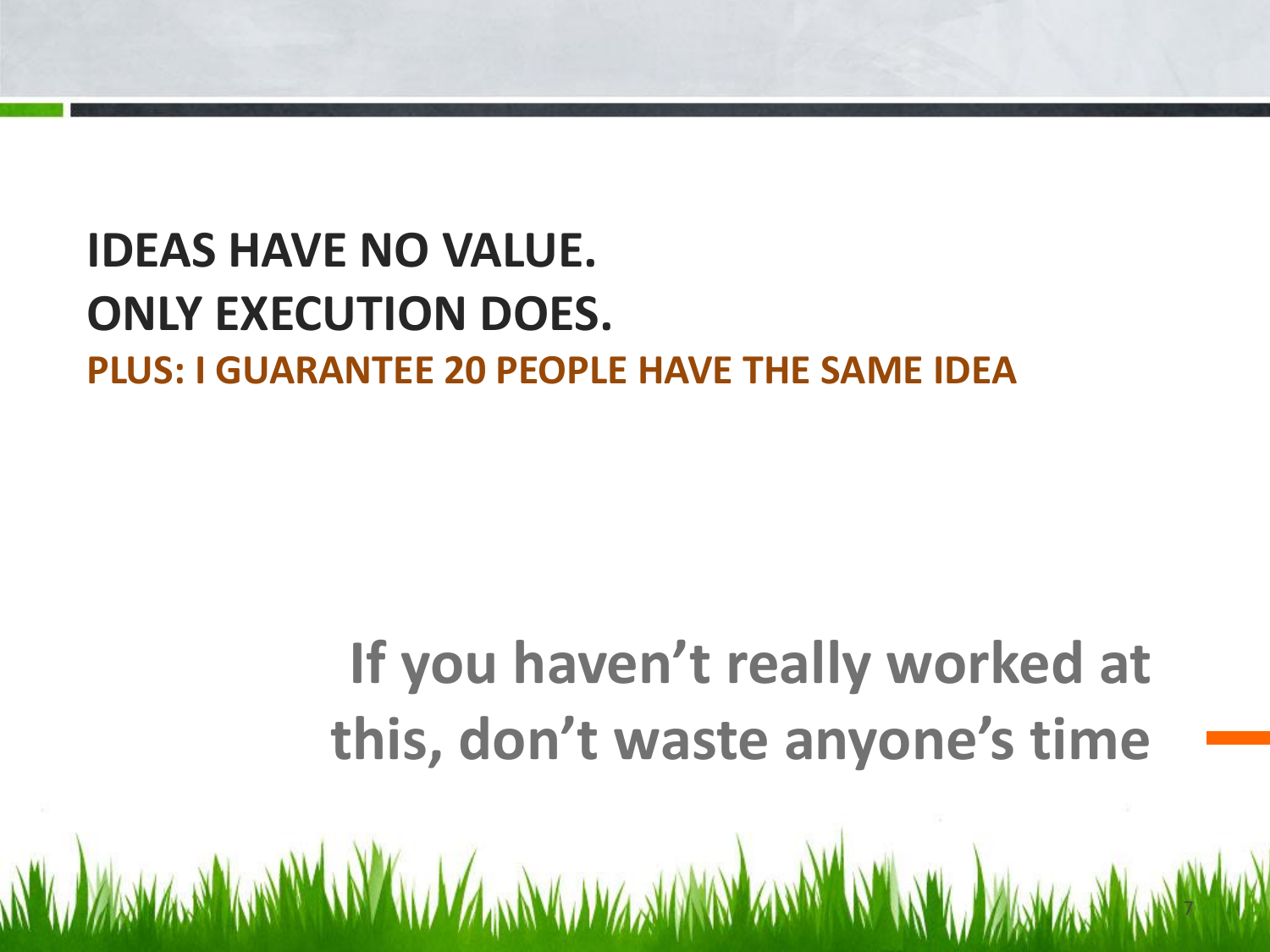# IDEAS HAVE NO VALUE. ONLY EXECUTION DOES.

**PLUS: I GUARANTEE 20 PEOPLE HAVE THE SAME IDEA**

**If you haven't really worked at this, don't waste anyone's time**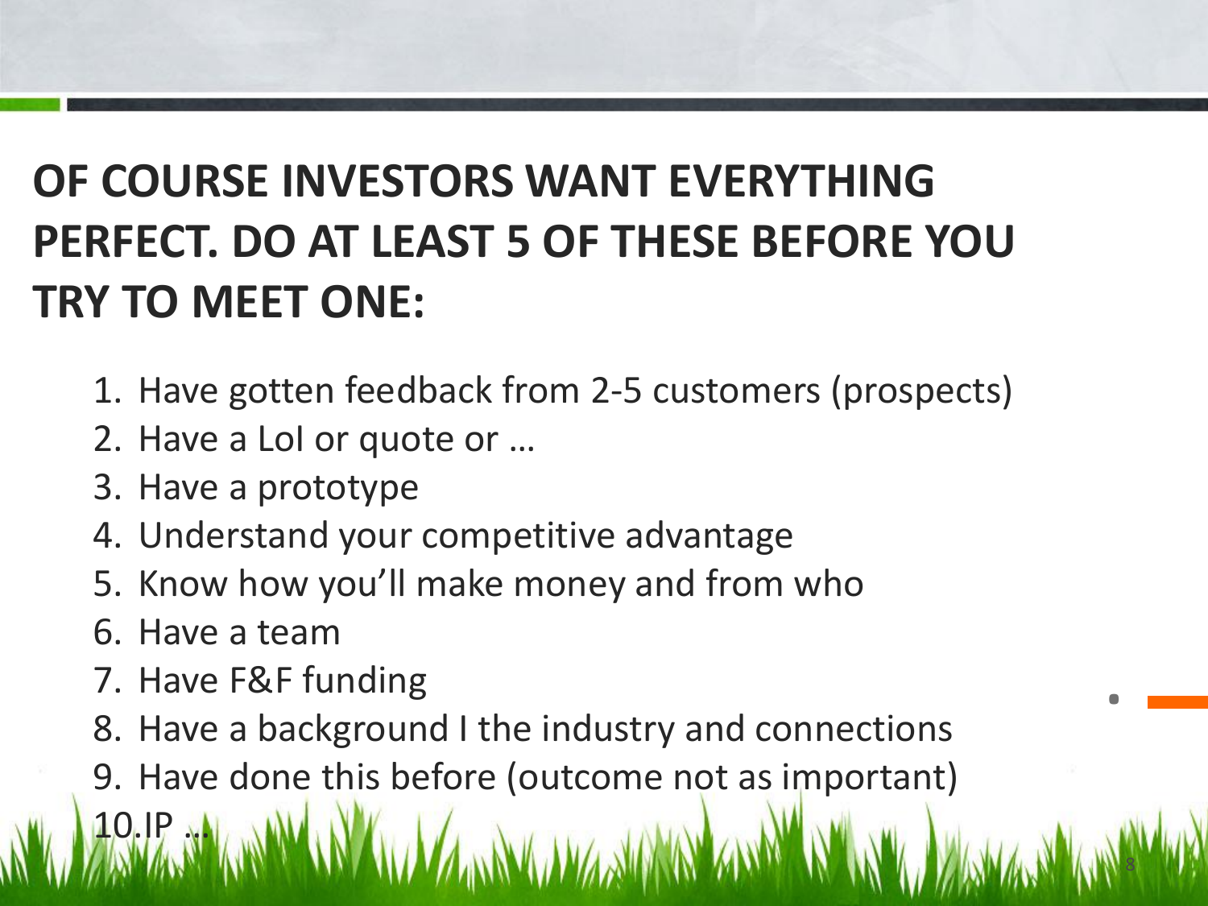# OF COURSE INVESTORS WANT EVERYTHING PERFECT. DO AT LEAST 5 OF THESE BEFORE YOU TRY TO MEET ONE:

1. Have gotten feedback from 2-5 customers (prospects)
2. Have a LoI or quote or …
3. Have a prototype
4. Understand your competitive advantage
5. Know how you'll make money and from who
6. Have a team
7. Have F&F funding
8. Have a background I the industry and connections
9. Have done this before (outcome not as important)
10. IP …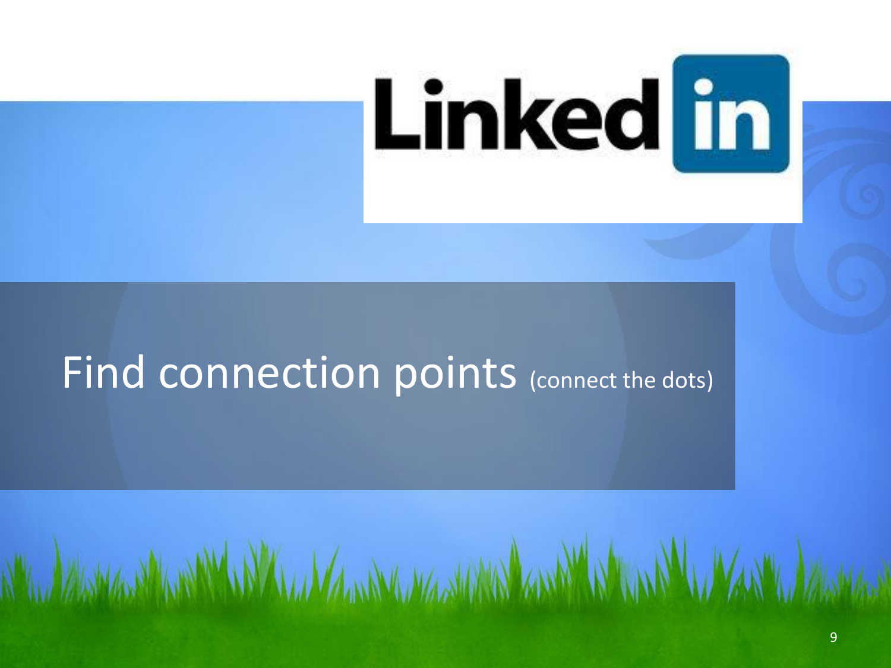Linked in

# Find connection points (connect the dots)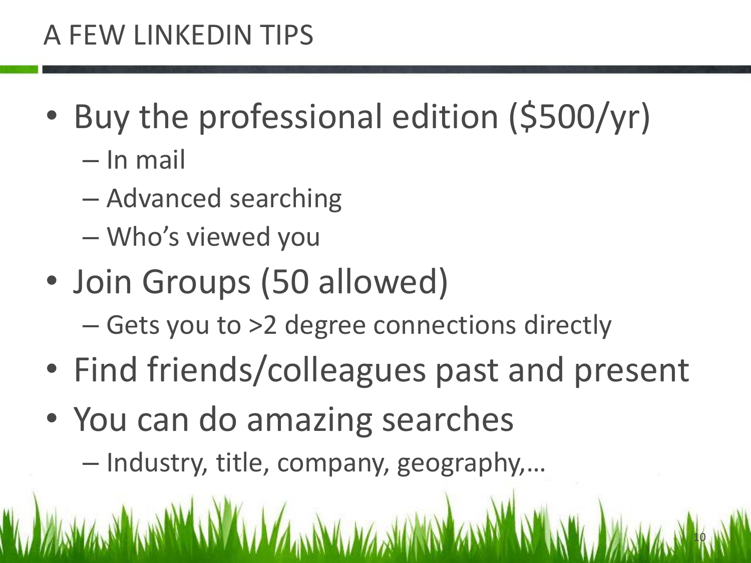# A FEW LINKEDIN TIPS

- Buy the professional edition ($500/yr)
  - In mail
  - Advanced searching
  - Who's viewed you
- Join Groups (50 allowed)
  - Gets you to >2 degree connections directly
- Find friends/colleagues past and present
- You can do amazing searches
  - Industry, title, company, geography,…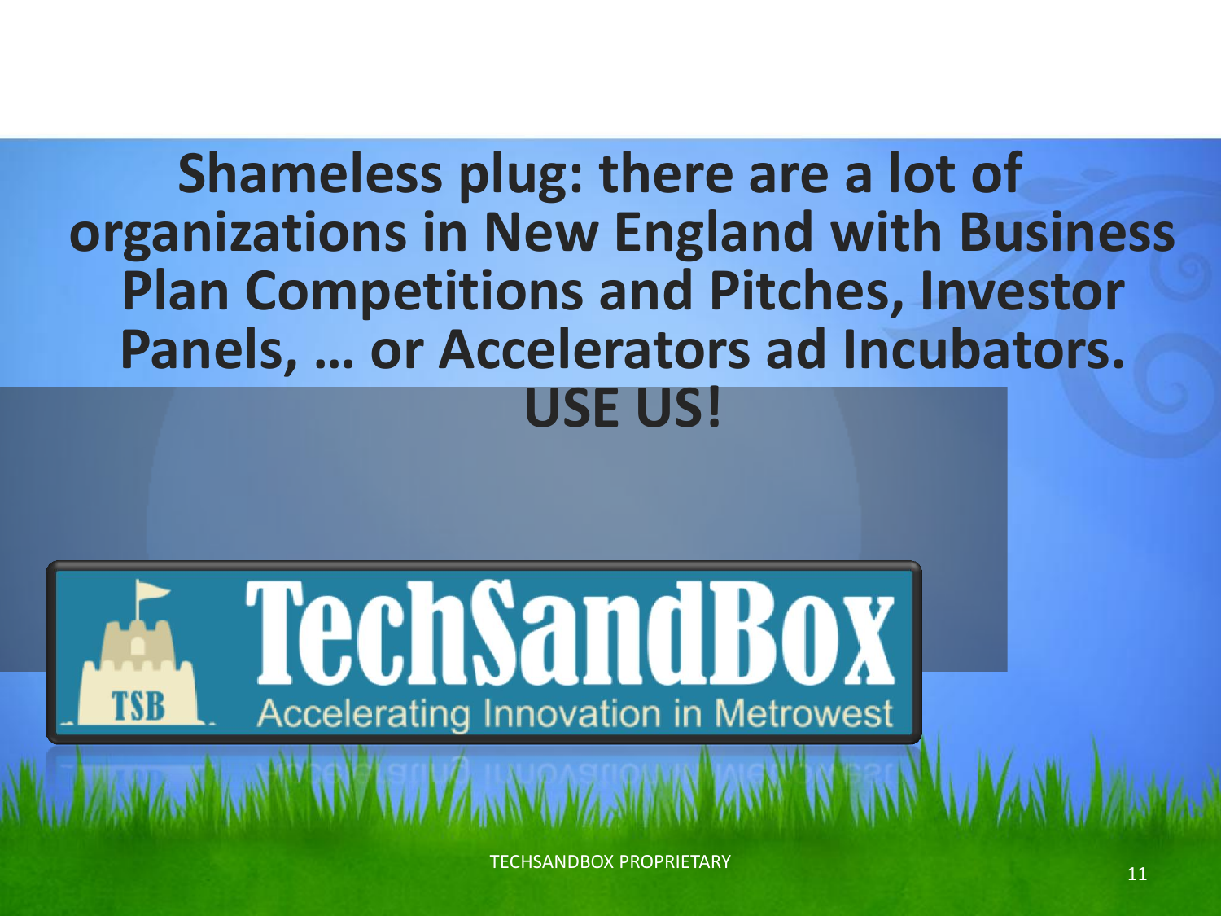# Shameless plug: there are a lot of organizations in New England with Business Plan Competitions and Pitches, Investor Panels, … or Accelerators ad Incubators. USE US!

TechSandBox

Accelerating Innovation in Metrowest

TECHSANDBOX PROPRIETARY